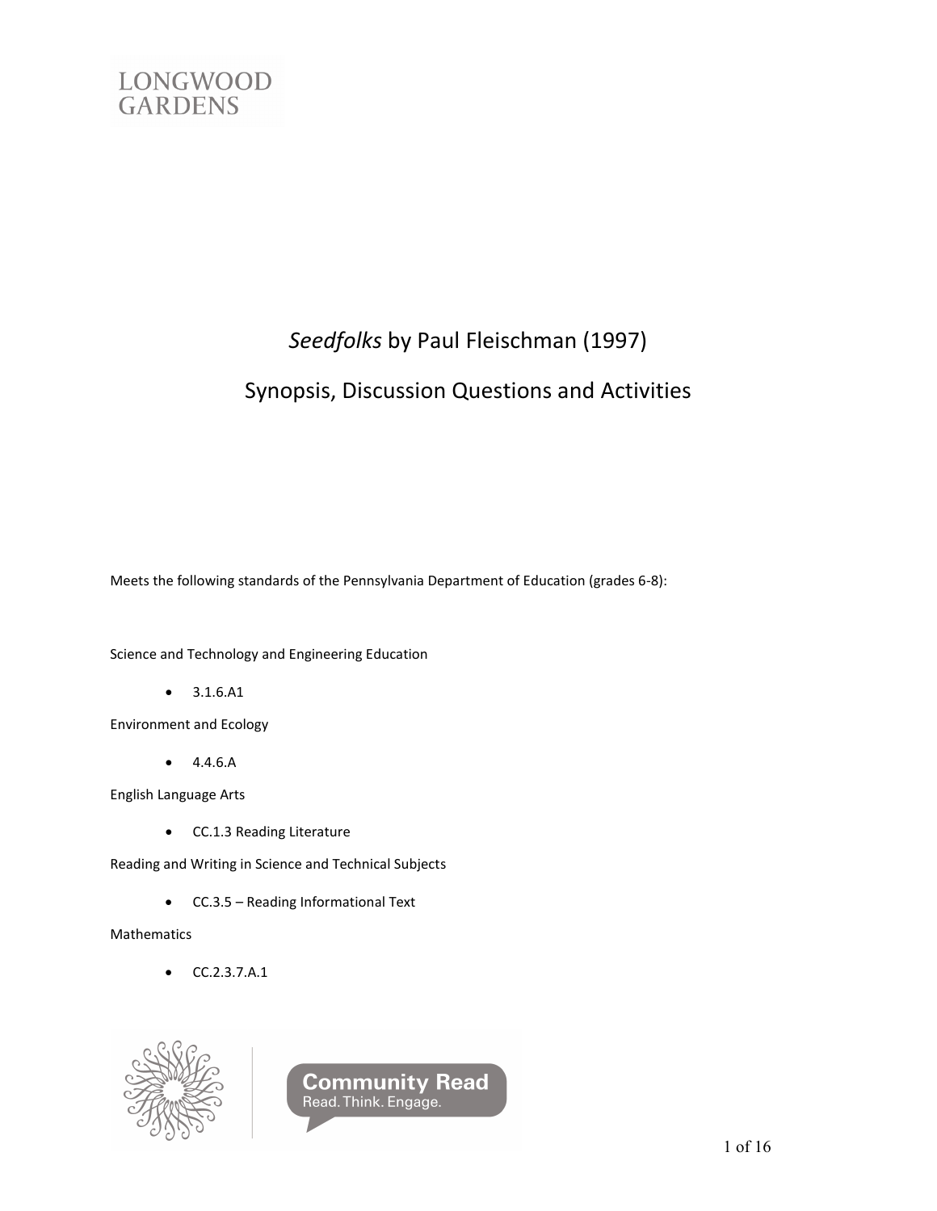LONGWOOD GARDENS

# *Seedfolks* by Paul Fleischman (1997)

## Synopsis, Discussion Questions and Activities

Meets the following standards of the Pennsylvania Department of Education (grades 6-8):

Science and Technology and Engineering Education

- 3.1.6.A1

Environment and Ecology

- 4.4.6.A

English Language Arts

- CC.1.3 Reading Literature

Reading and Writing in Science and Technical Subjects

- CC.3.5 – Reading Informational Text

Mathematics

- CC.2.3.7.A.1

Community Read
Read. Think. Engage.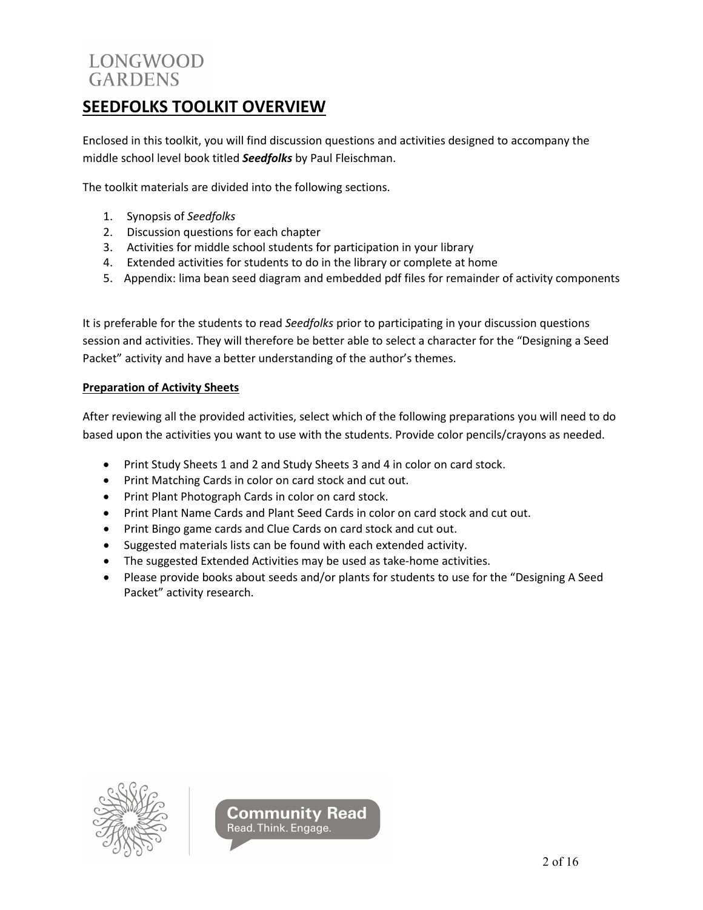# SEEDFOLKS TOOLKIT OVERVIEW

Enclosed in this toolkit, you will find discussion questions and activities designed to accompany the middle school level book titled ***Seedfolks*** by Paul Fleischman.

The toolkit materials are divided into the following sections.

1. Synopsis of *Seedfolks*
2. Discussion questions for each chapter
3. Activities for middle school students for participation in your library
4. Extended activities for students to do in the library or complete at home
5. Appendix: lima bean seed diagram and embedded pdf files for remainder of activity components

It is preferable for the students to read *Seedfolks* prior to participating in your discussion questions session and activities. They will therefore be better able to select a character for the "Designing a Seed Packet" activity and have a better understanding of the author's themes.

**Preparation of Activity Sheets**

After reviewing all the provided activities, select which of the following preparations you will need to do based upon the activities you want to use with the students. Provide color pencils/crayons as needed.

- Print Study Sheets 1 and 2 and Study Sheets 3 and 4 in color on card stock.
- Print Matching Cards in color on card stock and cut out.
- Print Plant Photograph Cards in color on card stock.
- Print Plant Name Cards and Plant Seed Cards in color on card stock and cut out.
- Print Bingo game cards and Clue Cards on card stock and cut out.
- Suggested materials lists can be found with each extended activity.
- The suggested Extended Activities may be used as take-home activities.
- Please provide books about seeds and/or plants for students to use for the "Designing A Seed Packet" activity research.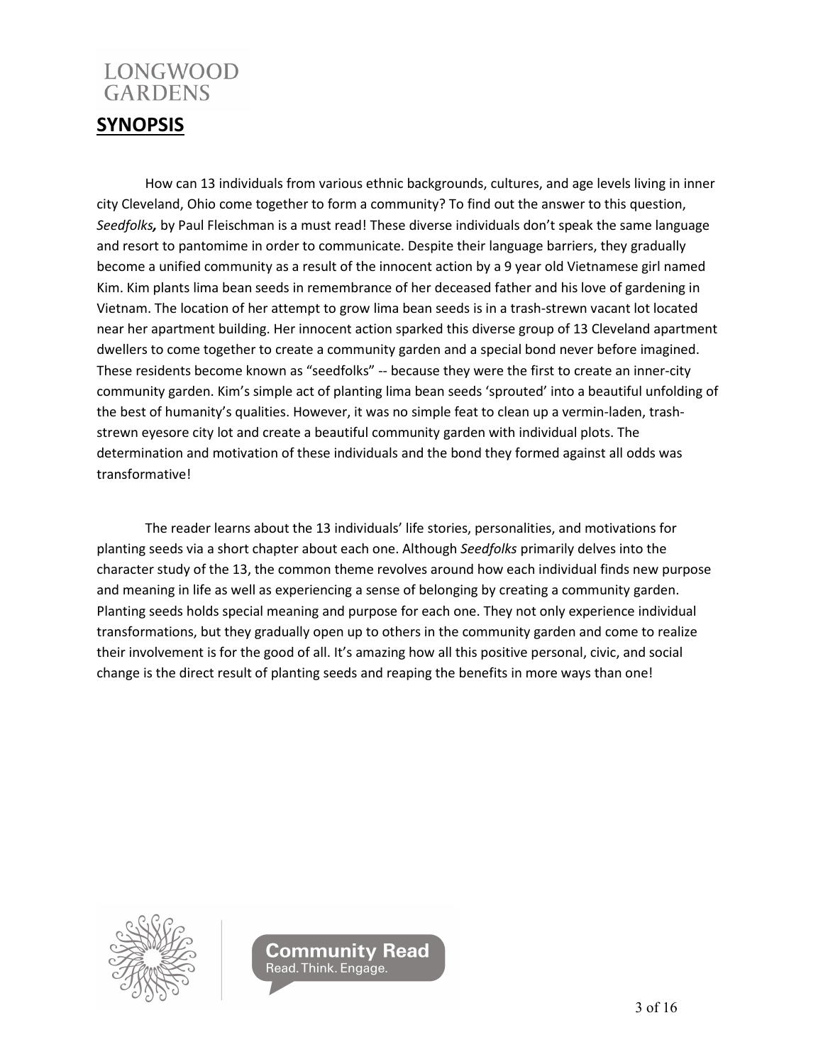## SYNOPSIS

How can 13 individuals from various ethnic backgrounds, cultures, and age levels living in inner city Cleveland, Ohio come together to form a community? To find out the answer to this question, *Seedfolks,* by Paul Fleischman is a must read! These diverse individuals don't speak the same language and resort to pantomime in order to communicate. Despite their language barriers, they gradually become a unified community as a result of the innocent action by a 9 year old Vietnamese girl named Kim. Kim plants lima bean seeds in remembrance of her deceased father and his love of gardening in Vietnam. The location of her attempt to grow lima bean seeds is in a trash-strewn vacant lot located near her apartment building. Her innocent action sparked this diverse group of 13 Cleveland apartment dwellers to come together to create a community garden and a special bond never before imagined. These residents become known as "seedfolks" -- because they were the first to create an inner-city community garden. Kim's simple act of planting lima bean seeds 'sprouted' into a beautiful unfolding of the best of humanity's qualities. However, it was no simple feat to clean up a vermin-laden, trash-strewn eyesore city lot and create a beautiful community garden with individual plots. The determination and motivation of these individuals and the bond they formed against all odds was transformative!

The reader learns about the 13 individuals' life stories, personalities, and motivations for planting seeds via a short chapter about each one. Although *Seedfolks* primarily delves into the character study of the 13, the common theme revolves around how each individual finds new purpose and meaning in life as well as experiencing a sense of belonging by creating a community garden. Planting seeds holds special meaning and purpose for each one. They not only experience individual transformations, but they gradually open up to others in the community garden and come to realize their involvement is for the good of all. It's amazing how all this positive personal, civic, and social change is the direct result of planting seeds and reaping the benefits in more ways than one!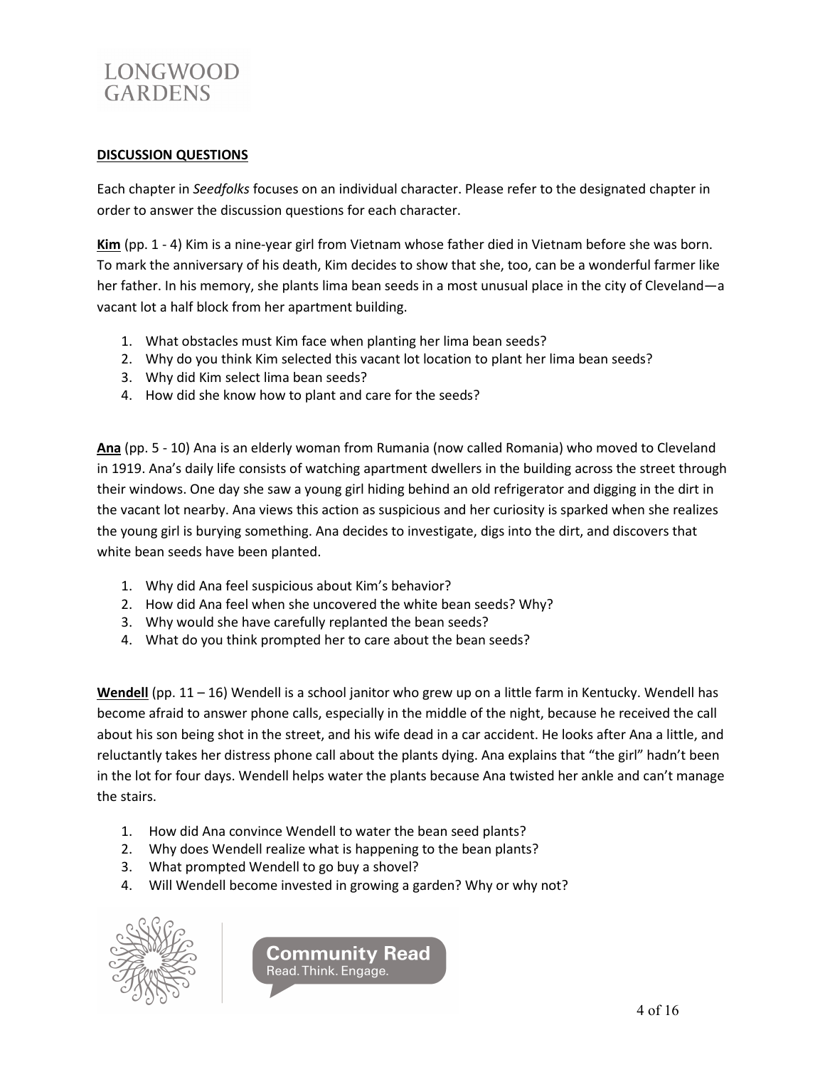**DISCUSSION QUESTIONS**

Each chapter in *Seedfolks* focuses on an individual character. Please refer to the designated chapter in order to answer the discussion questions for each character.

**Kim** (pp. 1 - 4) Kim is a nine-year girl from Vietnam whose father died in Vietnam before she was born. To mark the anniversary of his death, Kim decides to show that she, too, can be a wonderful farmer like her father. In his memory, she plants lima bean seeds in a most unusual place in the city of Cleveland—a vacant lot a half block from her apartment building.

1. What obstacles must Kim face when planting her lima bean seeds?
2. Why do you think Kim selected this vacant lot location to plant her lima bean seeds?
3. Why did Kim select lima bean seeds?
4. How did she know how to plant and care for the seeds?

**Ana** (pp. 5 - 10) Ana is an elderly woman from Rumania (now called Romania) who moved to Cleveland in 1919. Ana's daily life consists of watching apartment dwellers in the building across the street through their windows. One day she saw a young girl hiding behind an old refrigerator and digging in the dirt in the vacant lot nearby. Ana views this action as suspicious and her curiosity is sparked when she realizes the young girl is burying something. Ana decides to investigate, digs into the dirt, and discovers that white bean seeds have been planted.

1. Why did Ana feel suspicious about Kim's behavior?
2. How did Ana feel when she uncovered the white bean seeds? Why?
3. Why would she have carefully replanted the bean seeds?
4. What do you think prompted her to care about the bean seeds?

**Wendell** (pp. 11 – 16) Wendell is a school janitor who grew up on a little farm in Kentucky. Wendell has become afraid to answer phone calls, especially in the middle of the night, because he received the call about his son being shot in the street, and his wife dead in a car accident. He looks after Ana a little, and reluctantly takes her distress phone call about the plants dying. Ana explains that "the girl" hadn't been in the lot for four days. Wendell helps water the plants because Ana twisted her ankle and can't manage the stairs.

1. How did Ana convince Wendell to water the bean seed plants?
2. Why does Wendell realize what is happening to the bean plants?
3. What prompted Wendell to go buy a shovel?
4. Will Wendell become invested in growing a garden? Why or why not?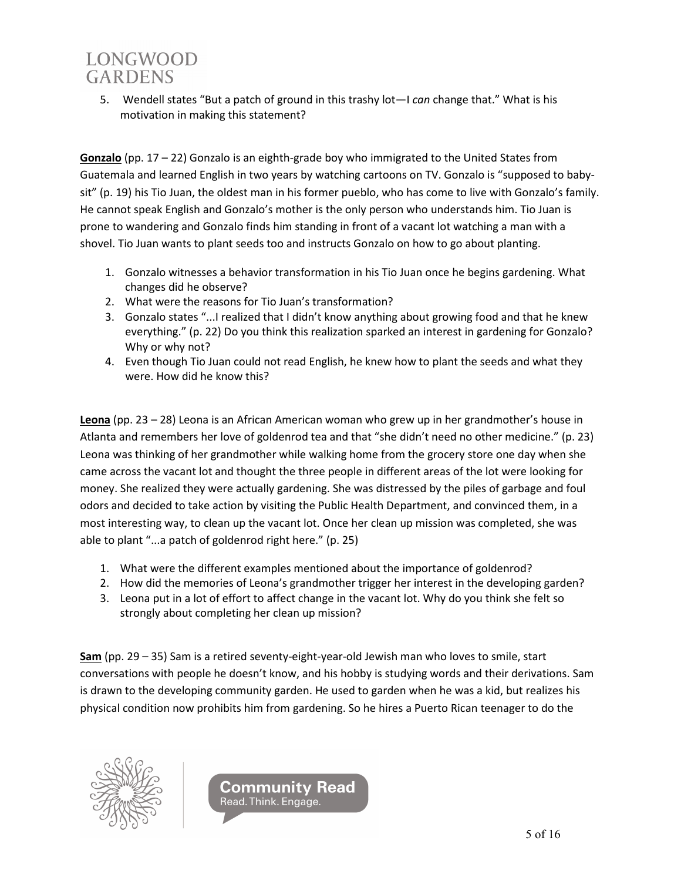5. Wendell states "But a patch of ground in this trashy lot—I *can* change that." What is his motivation in making this statement?

**Gonzalo** (pp. 17 – 22) Gonzalo is an eighth-grade boy who immigrated to the United States from Guatemala and learned English in two years by watching cartoons on TV. Gonzalo is "supposed to baby-sit" (p. 19) his Tio Juan, the oldest man in his former pueblo, who has come to live with Gonzalo's family. He cannot speak English and Gonzalo's mother is the only person who understands him. Tio Juan is prone to wandering and Gonzalo finds him standing in front of a vacant lot watching a man with a shovel. Tio Juan wants to plant seeds too and instructs Gonzalo on how to go about planting.

1. Gonzalo witnesses a behavior transformation in his Tio Juan once he begins gardening. What changes did he observe?
2. What were the reasons for Tio Juan's transformation?
3. Gonzalo states "...I realized that I didn't know anything about growing food and that he knew everything." (p. 22) Do you think this realization sparked an interest in gardening for Gonzalo? Why or why not?
4. Even though Tio Juan could not read English, he knew how to plant the seeds and what they were. How did he know this?

**Leona** (pp. 23 – 28) Leona is an African American woman who grew up in her grandmother's house in Atlanta and remembers her love of goldenrod tea and that "she didn't need no other medicine." (p. 23) Leona was thinking of her grandmother while walking home from the grocery store one day when she came across the vacant lot and thought the three people in different areas of the lot were looking for money. She realized they were actually gardening. She was distressed by the piles of garbage and foul odors and decided to take action by visiting the Public Health Department, and convinced them, in a most interesting way, to clean up the vacant lot. Once her clean up mission was completed, she was able to plant "...a patch of goldenrod right here." (p. 25)

1. What were the different examples mentioned about the importance of goldenrod?
2. How did the memories of Leona's grandmother trigger her interest in the developing garden?
3. Leona put in a lot of effort to affect change in the vacant lot. Why do you think she felt so strongly about completing her clean up mission?

**Sam** (pp. 29 – 35) Sam is a retired seventy-eight-year-old Jewish man who loves to smile, start conversations with people he doesn't know, and his hobby is studying words and their derivations. Sam is drawn to the developing community garden. He used to garden when he was a kid, but realizes his physical condition now prohibits him from gardening. So he hires a Puerto Rican teenager to do the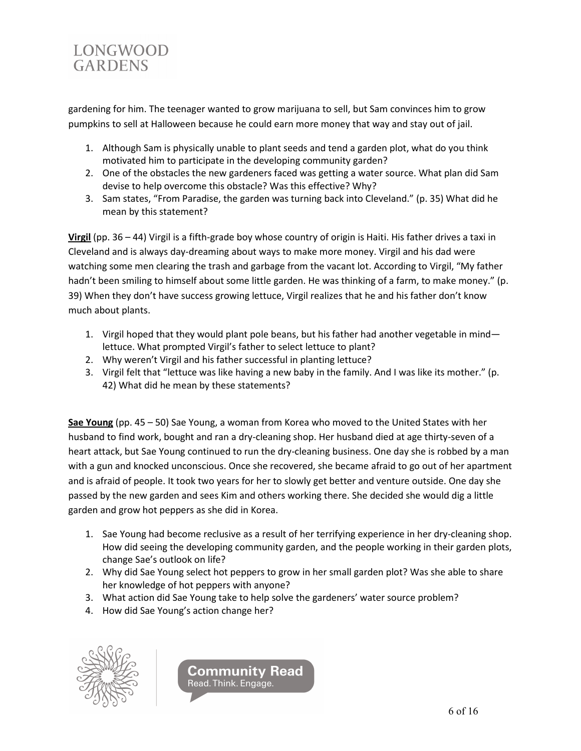gardening for him. The teenager wanted to grow marijuana to sell, but Sam convinces him to grow pumpkins to sell at Halloween because he could earn more money that way and stay out of jail.

1. Although Sam is physically unable to plant seeds and tend a garden plot, what do you think motivated him to participate in the developing community garden?
2. One of the obstacles the new gardeners faced was getting a water source. What plan did Sam devise to help overcome this obstacle? Was this effective? Why?
3. Sam states, "From Paradise, the garden was turning back into Cleveland." (p. 35) What did he mean by this statement?

**<u>Virgil</u>** (pp. 36 – 44) Virgil is a fifth-grade boy whose country of origin is Haiti. His father drives a taxi in Cleveland and is always day-dreaming about ways to make more money. Virgil and his dad were watching some men clearing the trash and garbage from the vacant lot. According to Virgil, "My father hadn't been smiling to himself about some little garden. He was thinking of a farm, to make money." (p. 39) When they don't have success growing lettuce, Virgil realizes that he and his father don't know much about plants.

1. Virgil hoped that they would plant pole beans, but his father had another vegetable in mind—lettuce. What prompted Virgil's father to select lettuce to plant?
2. Why weren't Virgil and his father successful in planting lettuce?
3. Virgil felt that "lettuce was like having a new baby in the family. And I was like its mother." (p. 42) What did he mean by these statements?

**<u>Sae Young</u>** (pp. 45 – 50) Sae Young, a woman from Korea who moved to the United States with her husband to find work, bought and ran a dry-cleaning shop. Her husband died at age thirty-seven of a heart attack, but Sae Young continued to run the dry-cleaning business. One day she is robbed by a man with a gun and knocked unconscious. Once she recovered, she became afraid to go out of her apartment and is afraid of people. It took two years for her to slowly get better and venture outside. One day she passed by the new garden and sees Kim and others working there. She decided she would dig a little garden and grow hot peppers as she did in Korea.

1. Sae Young had become reclusive as a result of her terrifying experience in her dry-cleaning shop. How did seeing the developing community garden, and the people working in their garden plots, change Sae's outlook on life?
2. Why did Sae Young select hot peppers to grow in her small garden plot? Was she able to share her knowledge of hot peppers with anyone?
3. What action did Sae Young take to help solve the gardeners' water source problem?
4. How did Sae Young's action change her?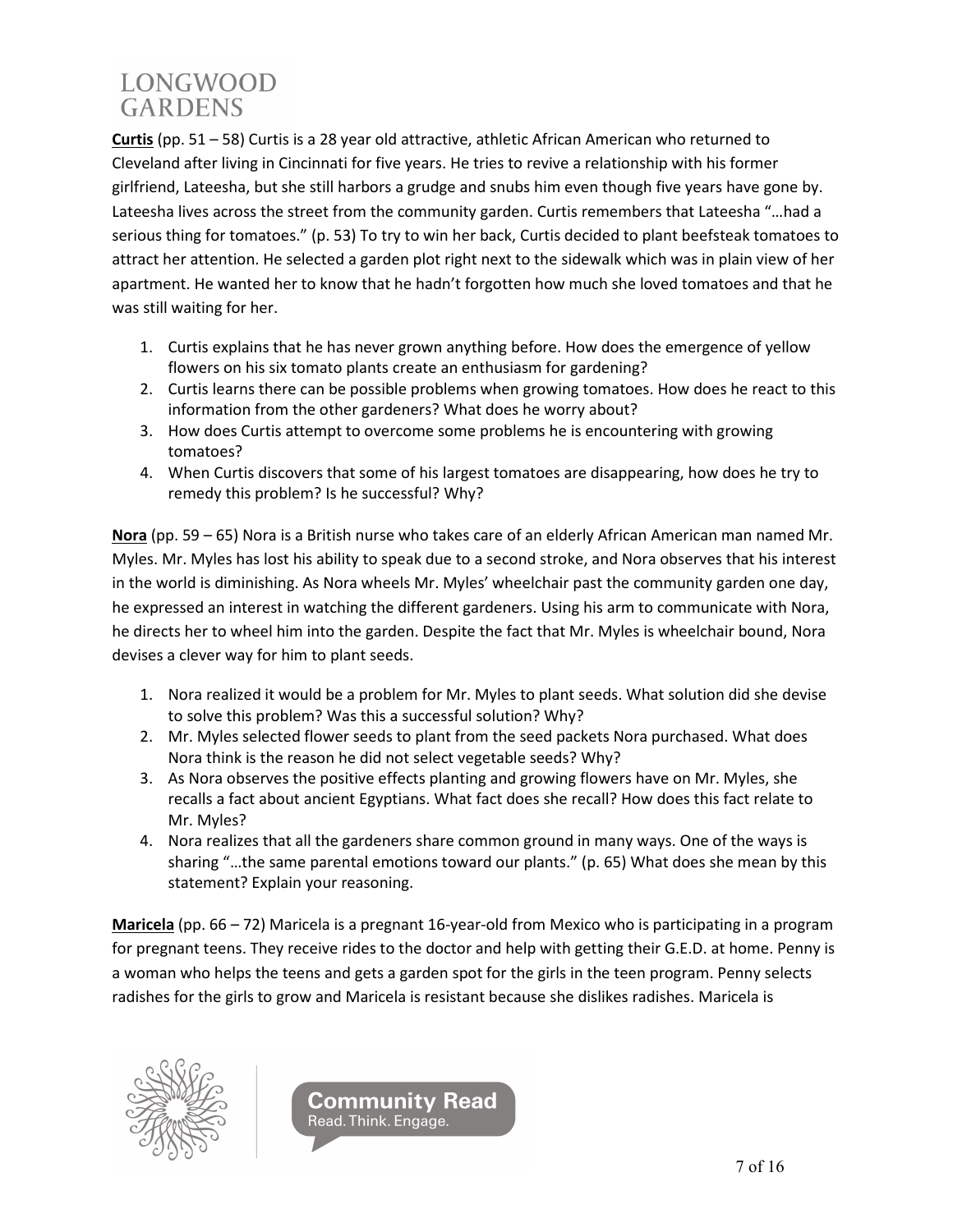**Curtis** (pp. 51 – 58) Curtis is a 28 year old attractive, athletic African American who returned to Cleveland after living in Cincinnati for five years. He tries to revive a relationship with his former girlfriend, Lateesha, but she still harbors a grudge and snubs him even though five years have gone by. Lateesha lives across the street from the community garden. Curtis remembers that Lateesha "…had a serious thing for tomatoes." (p. 53) To try to win her back, Curtis decided to plant beefsteak tomatoes to attract her attention. He selected a garden plot right next to the sidewalk which was in plain view of her apartment. He wanted her to know that he hadn't forgotten how much she loved tomatoes and that he was still waiting for her.

1. Curtis explains that he has never grown anything before. How does the emergence of yellow flowers on his six tomato plants create an enthusiasm for gardening?
2. Curtis learns there can be possible problems when growing tomatoes. How does he react to this information from the other gardeners? What does he worry about?
3. How does Curtis attempt to overcome some problems he is encountering with growing tomatoes?
4. When Curtis discovers that some of his largest tomatoes are disappearing, how does he try to remedy this problem? Is he successful? Why?

**Nora** (pp. 59 – 65) Nora is a British nurse who takes care of an elderly African American man named Mr. Myles. Mr. Myles has lost his ability to speak due to a second stroke, and Nora observes that his interest in the world is diminishing. As Nora wheels Mr. Myles' wheelchair past the community garden one day, he expressed an interest in watching the different gardeners. Using his arm to communicate with Nora, he directs her to wheel him into the garden. Despite the fact that Mr. Myles is wheelchair bound, Nora devises a clever way for him to plant seeds.

1. Nora realized it would be a problem for Mr. Myles to plant seeds. What solution did she devise to solve this problem? Was this a successful solution? Why?
2. Mr. Myles selected flower seeds to plant from the seed packets Nora purchased. What does Nora think is the reason he did not select vegetable seeds? Why?
3. As Nora observes the positive effects planting and growing flowers have on Mr. Myles, she recalls a fact about ancient Egyptians. What fact does she recall? How does this fact relate to Mr. Myles?
4. Nora realizes that all the gardeners share common ground in many ways. One of the ways is sharing "…the same parental emotions toward our plants." (p. 65) What does she mean by this statement? Explain your reasoning.

**Maricela** (pp. 66 – 72) Maricela is a pregnant 16-year-old from Mexico who is participating in a program for pregnant teens. They receive rides to the doctor and help with getting their G.E.D. at home. Penny is a woman who helps the teens and gets a garden spot for the girls in the teen program. Penny selects radishes for the girls to grow and Maricela is resistant because she dislikes radishes. Maricela is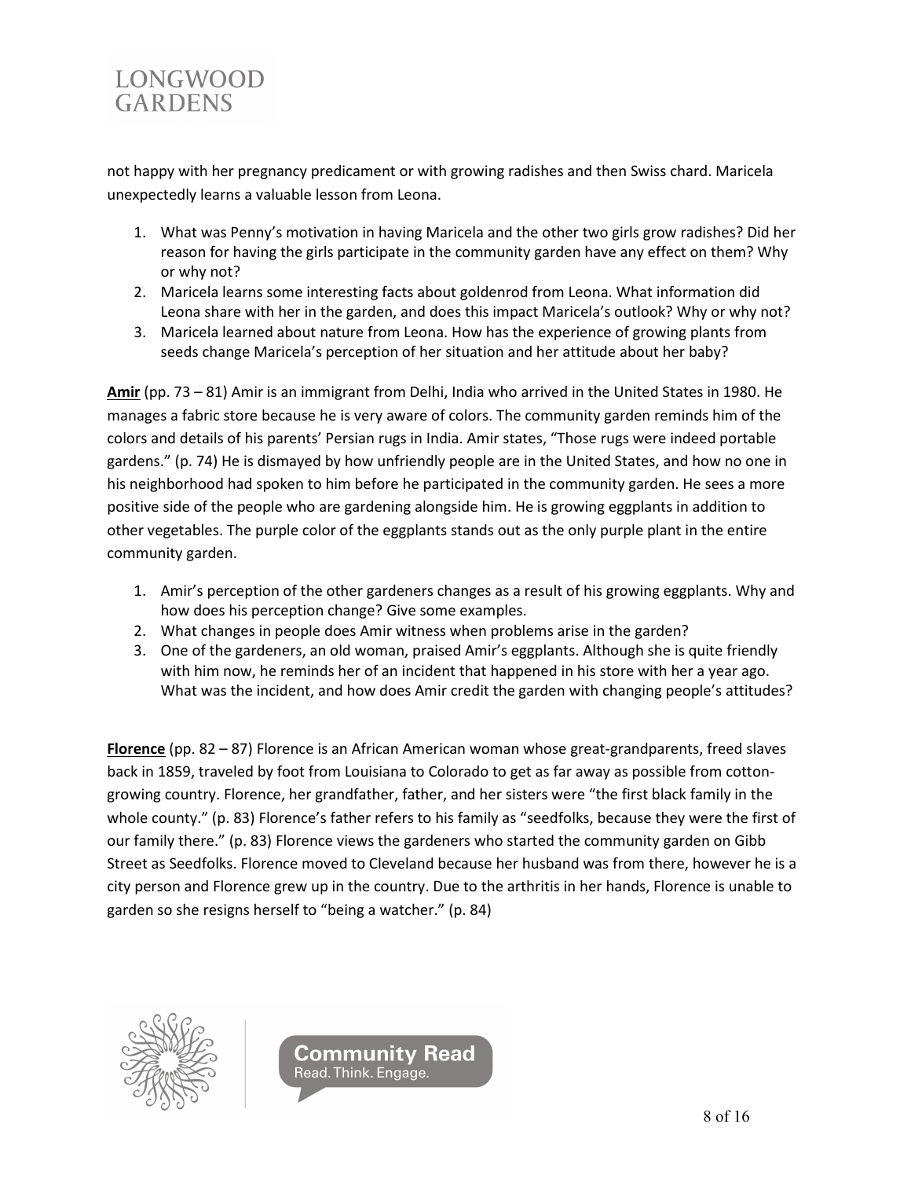not happy with her pregnancy predicament or with growing radishes and then Swiss chard. Maricela unexpectedly learns a valuable lesson from Leona.

1. What was Penny's motivation in having Maricela and the other two girls grow radishes? Did her reason for having the girls participate in the community garden have any effect on them? Why or why not?
2. Maricela learns some interesting facts about goldenrod from Leona. What information did Leona share with her in the garden, and does this impact Maricela's outlook? Why or why not?
3. Maricela learned about nature from Leona. How has the experience of growing plants from seeds change Maricela's perception of her situation and her attitude about her baby?

**Amir** (pp. 73 – 81) Amir is an immigrant from Delhi, India who arrived in the United States in 1980. He manages a fabric store because he is very aware of colors. The community garden reminds him of the colors and details of his parents' Persian rugs in India. Amir states, "Those rugs were indeed portable gardens." (p. 74) He is dismayed by how unfriendly people are in the United States, and how no one in his neighborhood had spoken to him before he participated in the community garden. He sees a more positive side of the people who are gardening alongside him. He is growing eggplants in addition to other vegetables. The purple color of the eggplants stands out as the only purple plant in the entire community garden.

1. Amir's perception of the other gardeners changes as a result of his growing eggplants. Why and how does his perception change? Give some examples.
2. What changes in people does Amir witness when problems arise in the garden?
3. One of the gardeners, an old woman, praised Amir's eggplants. Although she is quite friendly with him now, he reminds her of an incident that happened in his store with her a year ago. What was the incident, and how does Amir credit the garden with changing people's attitudes?

**Florence** (pp. 82 – 87) Florence is an African American woman whose great-grandparents, freed slaves back in 1859, traveled by foot from Louisiana to Colorado to get as far away as possible from cotton-growing country. Florence, her grandfather, father, and her sisters were "the first black family in the whole county." (p. 83) Florence's father refers to his family as "seedfolks, because they were the first of our family there." (p. 83) Florence views the gardeners who started the community garden on Gibb Street as Seedfolks. Florence moved to Cleveland because her husband was from there, however he is a city person and Florence grew up in the country. Due to the arthritis in her hands, Florence is unable to garden so she resigns herself to "being a watcher." (p. 84)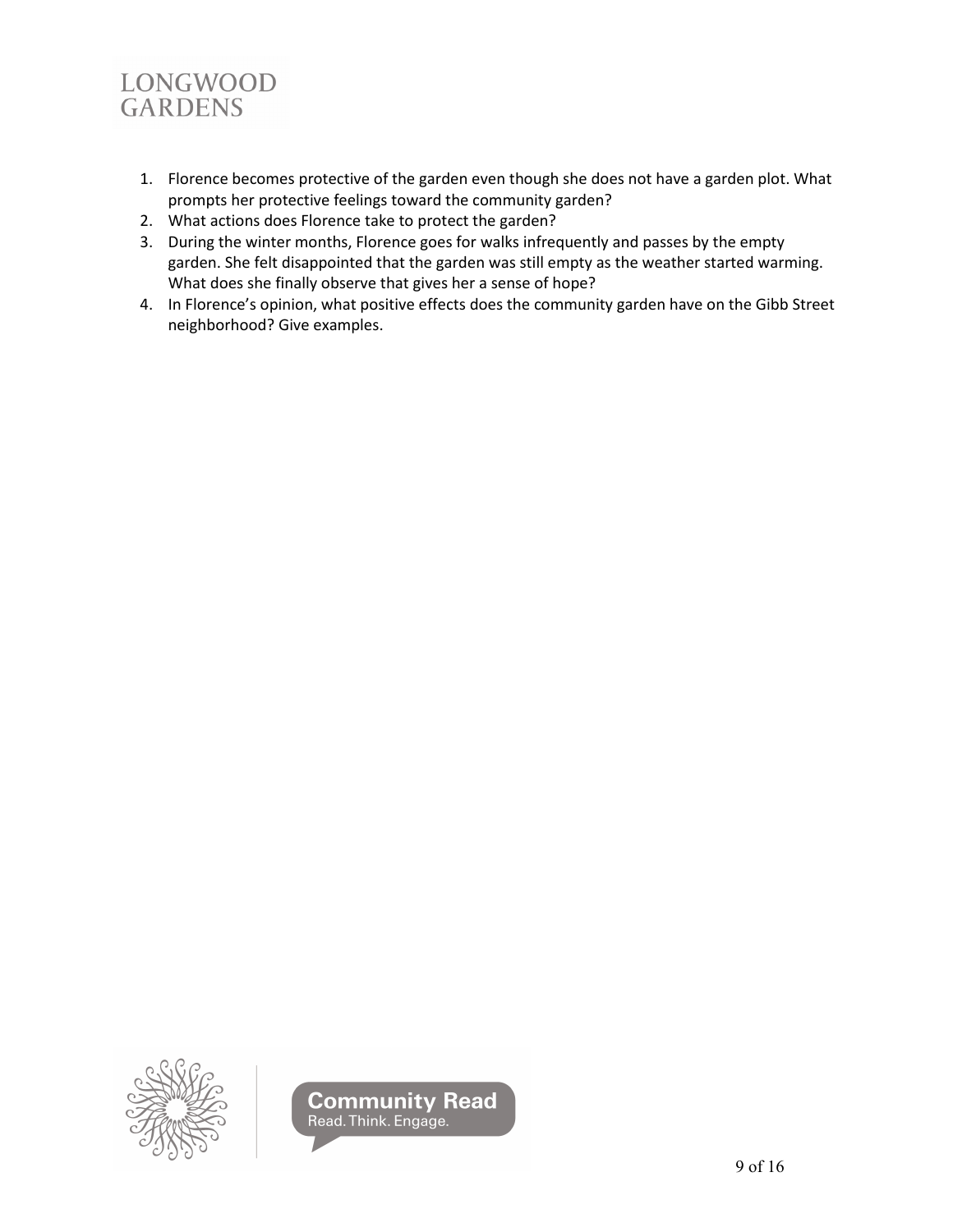1. Florence becomes protective of the garden even though she does not have a garden plot. What prompts her protective feelings toward the community garden?
2. What actions does Florence take to protect the garden?
3. During the winter months, Florence goes for walks infrequently and passes by the empty garden. She felt disappointed that the garden was still empty as the weather started warming. What does she finally observe that gives her a sense of hope?
4. In Florence's opinion, what positive effects does the community garden have on the Gibb Street neighborhood? Give examples.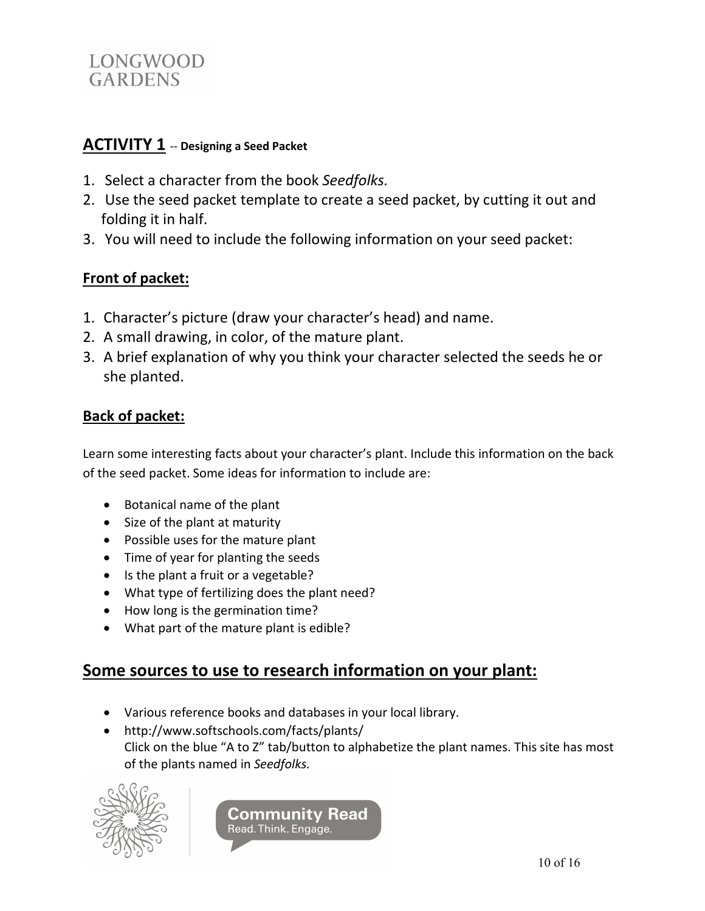## ACTIVITY 1 -- **Designing a Seed Packet**

1. Select a character from the book *Seedfolks.*
2. Use the seed packet template to create a seed packet, by cutting it out and folding it in half.
3. You will need to include the following information on your seed packet:

### Front of packet:

1. Character's picture (draw your character's head) and name.
2. A small drawing, in color, of the mature plant.
3. A brief explanation of why you think your character selected the seeds he or she planted.

### Back of packet:

Learn some interesting facts about your character's plant. Include this information on the back of the seed packet. Some ideas for information to include are:

- Botanical name of the plant
- Size of the plant at maturity
- Possible uses for the mature plant
- Time of year for planting the seeds
- Is the plant a fruit or a vegetable?
- What type of fertilizing does the plant need?
- How long is the germination time?
- What part of the mature plant is edible?

## Some sources to use to research information on your plant:

- Various reference books and databases in your local library.
- http://www.softschools.com/facts/plants/
  Click on the blue "A to Z" tab/button to alphabetize the plant names. This site has most of the plants named in *Seedfolks.*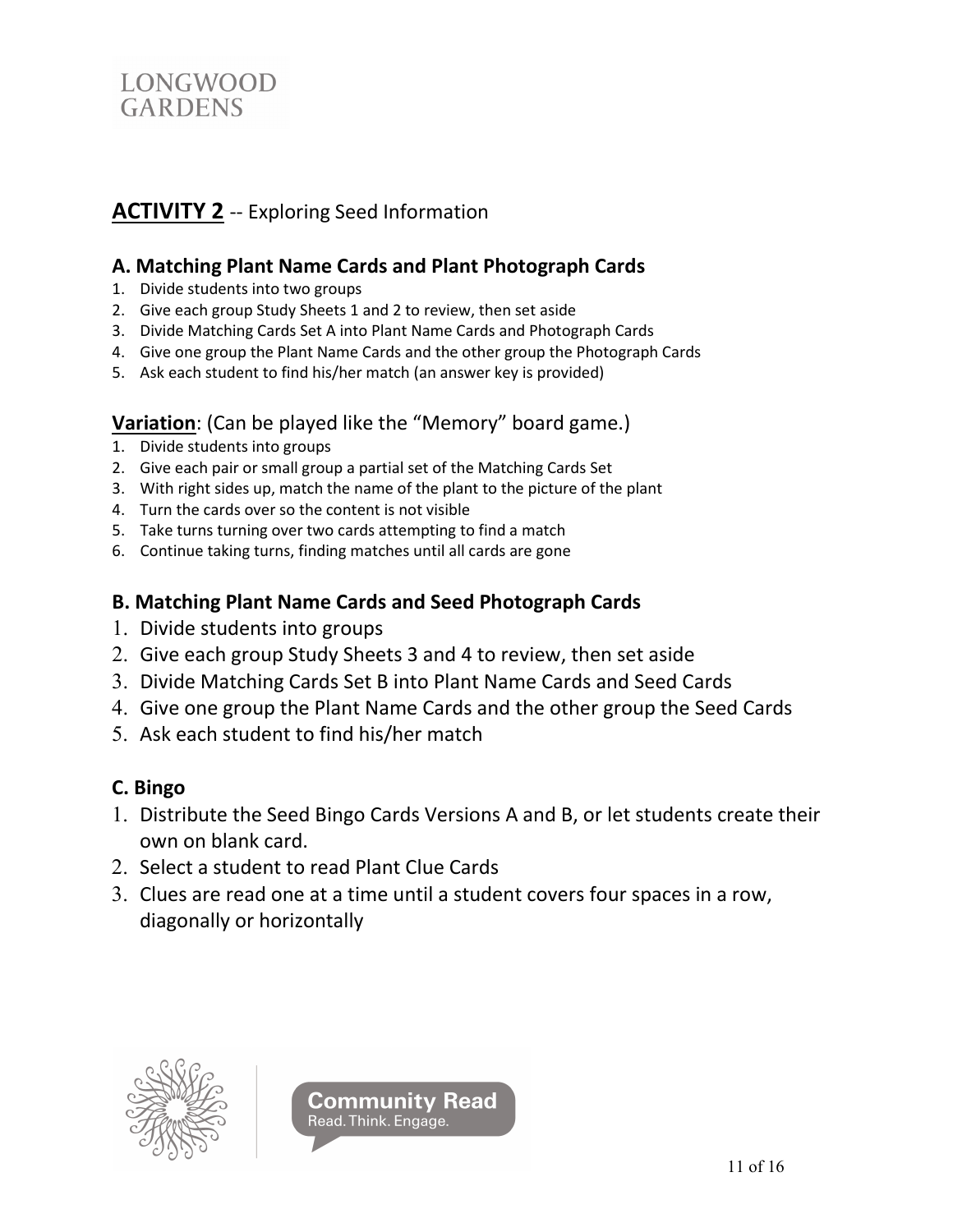## ACTIVITY 2 -- Exploring Seed Information

### A. Matching Plant Name Cards and Plant Photograph Cards

1. Divide students into two groups
2. Give each group Study Sheets 1 and 2 to review, then set aside
3. Divide Matching Cards Set A into Plant Name Cards and Photograph Cards
4. Give one group the Plant Name Cards and the other group the Photograph Cards
5. Ask each student to find his/her match (an answer key is provided)

### Variation: (Can be played like the "Memory" board game.)

1. Divide students into groups
2. Give each pair or small group a partial set of the Matching Cards Set
3. With right sides up, match the name of the plant to the picture of the plant
4. Turn the cards over so the content is not visible
5. Take turns turning over two cards attempting to find a match
6. Continue taking turns, finding matches until all cards are gone

### B. Matching Plant Name Cards and Seed Photograph Cards

1. Divide students into groups
2. Give each group Study Sheets 3 and 4 to review, then set aside
3. Divide Matching Cards Set B into Plant Name Cards and Seed Cards
4. Give one group the Plant Name Cards and the other group the Seed Cards
5. Ask each student to find his/her match

### C. Bingo

1. Distribute the Seed Bingo Cards Versions A and B, or let students create their own on blank card.
2. Select a student to read Plant Clue Cards
3. Clues are read one at a time until a student covers four spaces in a row, diagonally or horizontally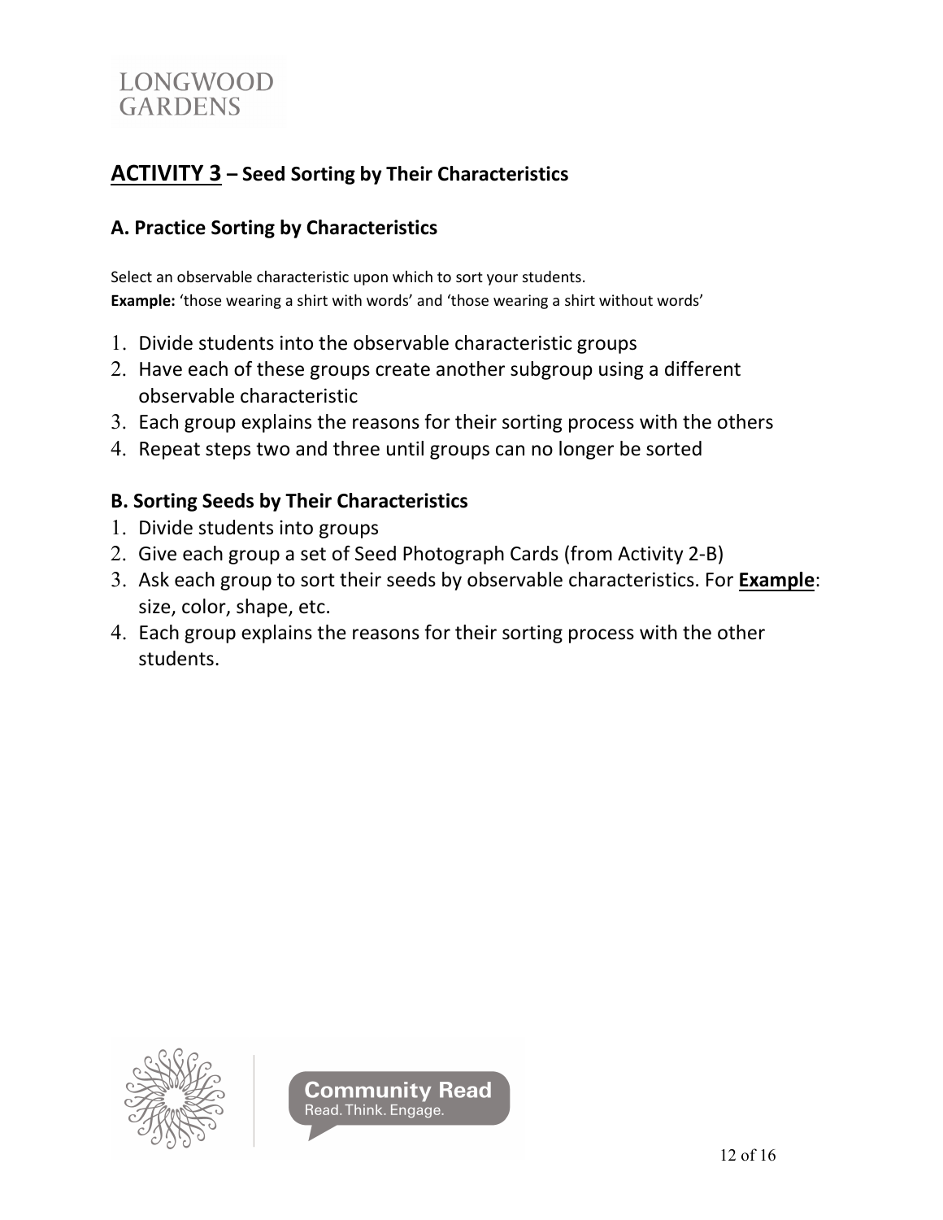## ACTIVITY 3 – Seed Sorting by Their Characteristics

### A. Practice Sorting by Characteristics

Select an observable characteristic upon which to sort your students.
**Example:** 'those wearing a shirt with words' and 'those wearing a shirt without words'

1. Divide students into the observable characteristic groups
2. Have each of these groups create another subgroup using a different observable characteristic
3. Each group explains the reasons for their sorting process with the others
4. Repeat steps two and three until groups can no longer be sorted

### B. Sorting Seeds by Their Characteristics

1. Divide students into groups
2. Give each group a set of Seed Photograph Cards (from Activity 2-B)
3. Ask each group to sort their seeds by observable characteristics. For **Example**: size, color, shape, etc.
4. Each group explains the reasons for their sorting process with the other students.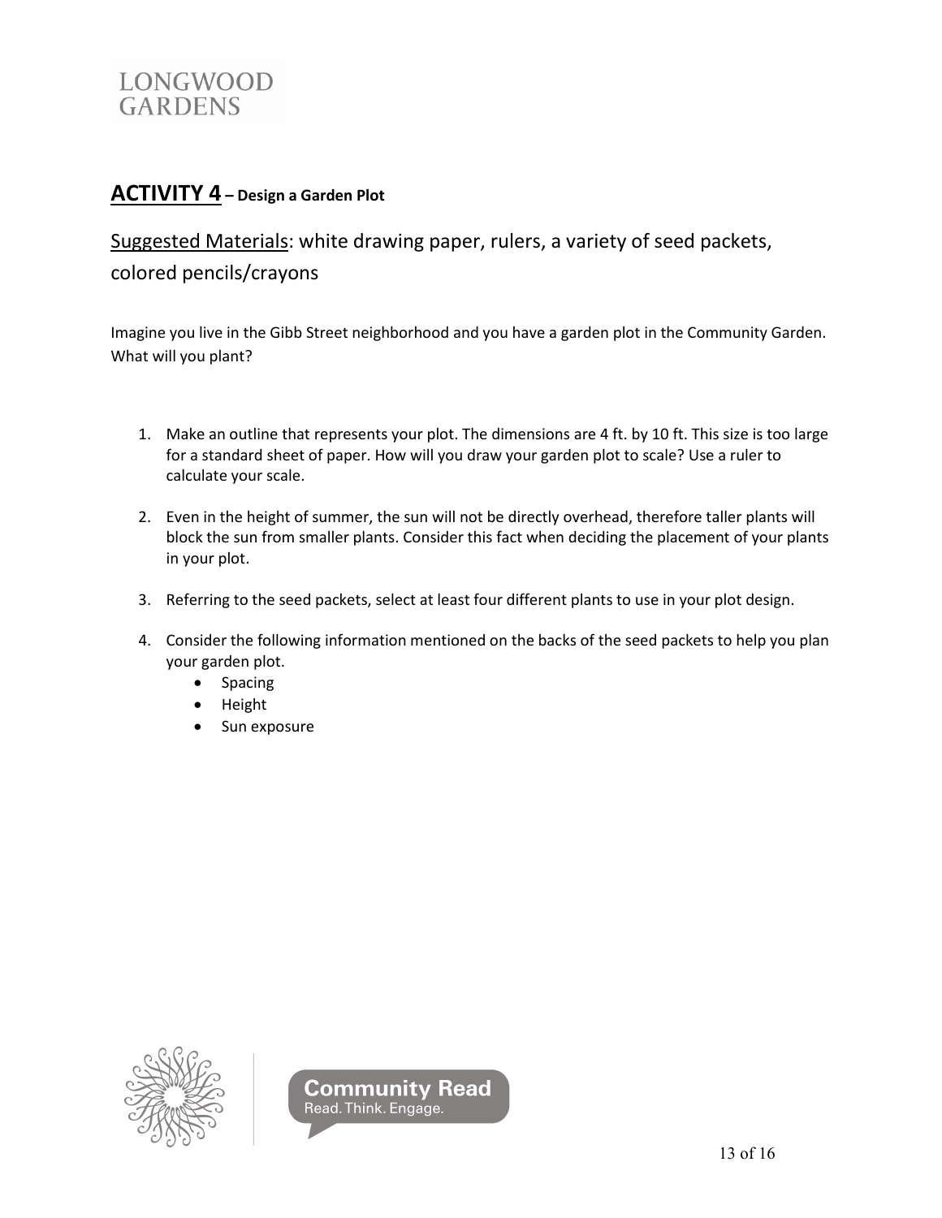## ACTIVITY 4 – Design a Garden Plot

Suggested Materials: white drawing paper, rulers, a variety of seed packets, colored pencils/crayons

Imagine you live in the Gibb Street neighborhood and you have a garden plot in the Community Garden. What will you plant?

1. Make an outline that represents your plot. The dimensions are 4 ft. by 10 ft. This size is too large for a standard sheet of paper. How will you draw your garden plot to scale? Use a ruler to calculate your scale.

2. Even in the height of summer, the sun will not be directly overhead, therefore taller plants will block the sun from smaller plants. Consider this fact when deciding the placement of your plants in your plot.

3. Referring to the seed packets, select at least four different plants to use in your plot design.

4. Consider the following information mentioned on the backs of the seed packets to help you plan your garden plot.
   - Spacing
   - Height
   - Sun exposure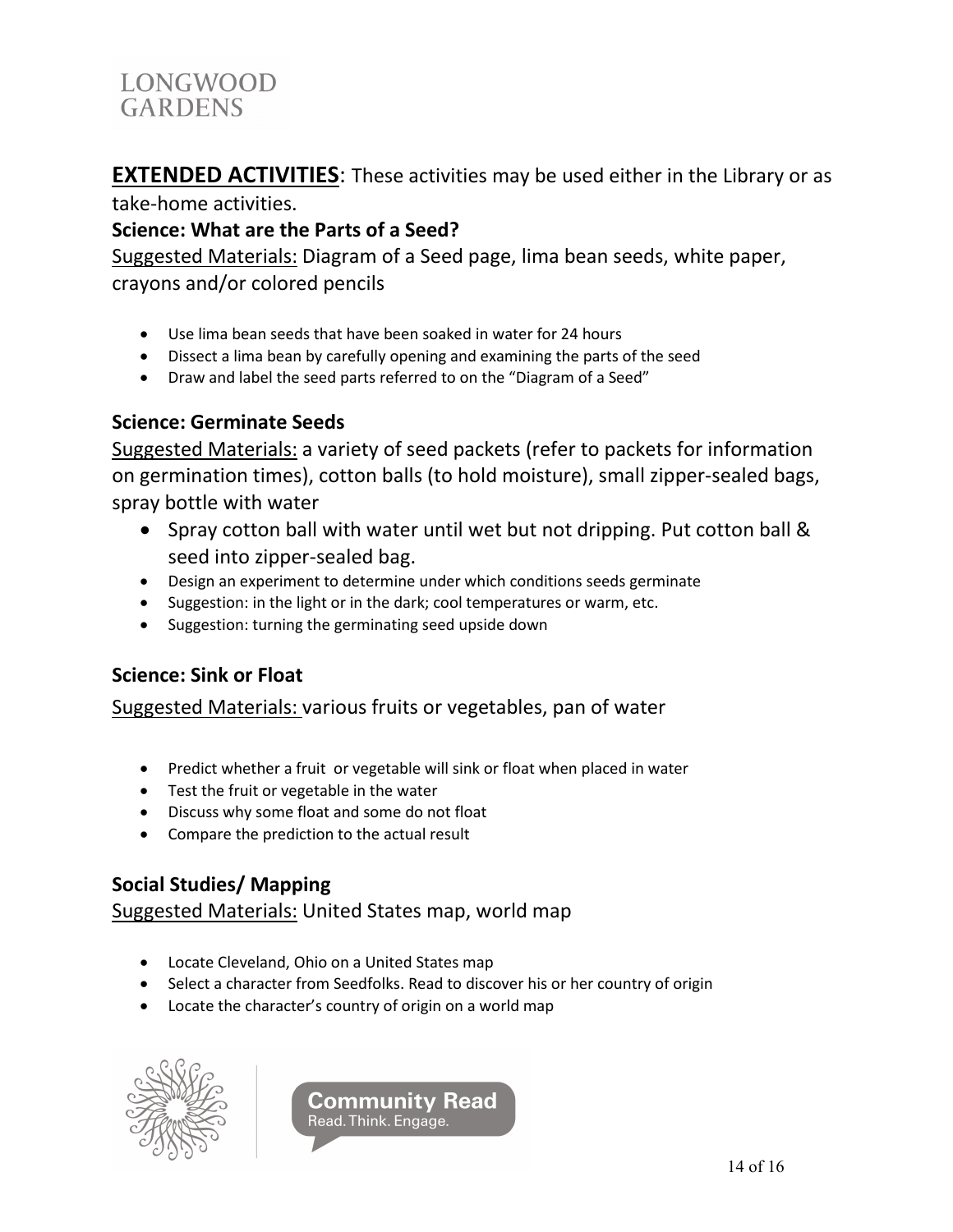**EXTENDED ACTIVITIES**: These activities may be used either in the Library or as take-home activities.

### Science: What are the Parts of a Seed?

Suggested Materials: Diagram of a Seed page, lima bean seeds, white paper, crayons and/or colored pencils

- Use lima bean seeds that have been soaked in water for 24 hours
- Dissect a lima bean by carefully opening and examining the parts of the seed
- Draw and label the seed parts referred to on the "Diagram of a Seed"

### Science: Germinate Seeds

Suggested Materials: a variety of seed packets (refer to packets for information on germination times), cotton balls (to hold moisture), small zipper-sealed bags, spray bottle with water

- Spray cotton ball with water until wet but not dripping. Put cotton ball & seed into zipper-sealed bag.
- Design an experiment to determine under which conditions seeds germinate
- Suggestion: in the light or in the dark; cool temperatures or warm, etc.
- Suggestion: turning the germinating seed upside down

### Science: Sink or Float

Suggested Materials: various fruits or vegetables, pan of water

- Predict whether a fruit or vegetable will sink or float when placed in water
- Test the fruit or vegetable in the water
- Discuss why some float and some do not float
- Compare the prediction to the actual result

### Social Studies/ Mapping

Suggested Materials: United States map, world map

- Locate Cleveland, Ohio on a United States map
- Select a character from Seedfolks. Read to discover his or her country of origin
- Locate the character's country of origin on a world map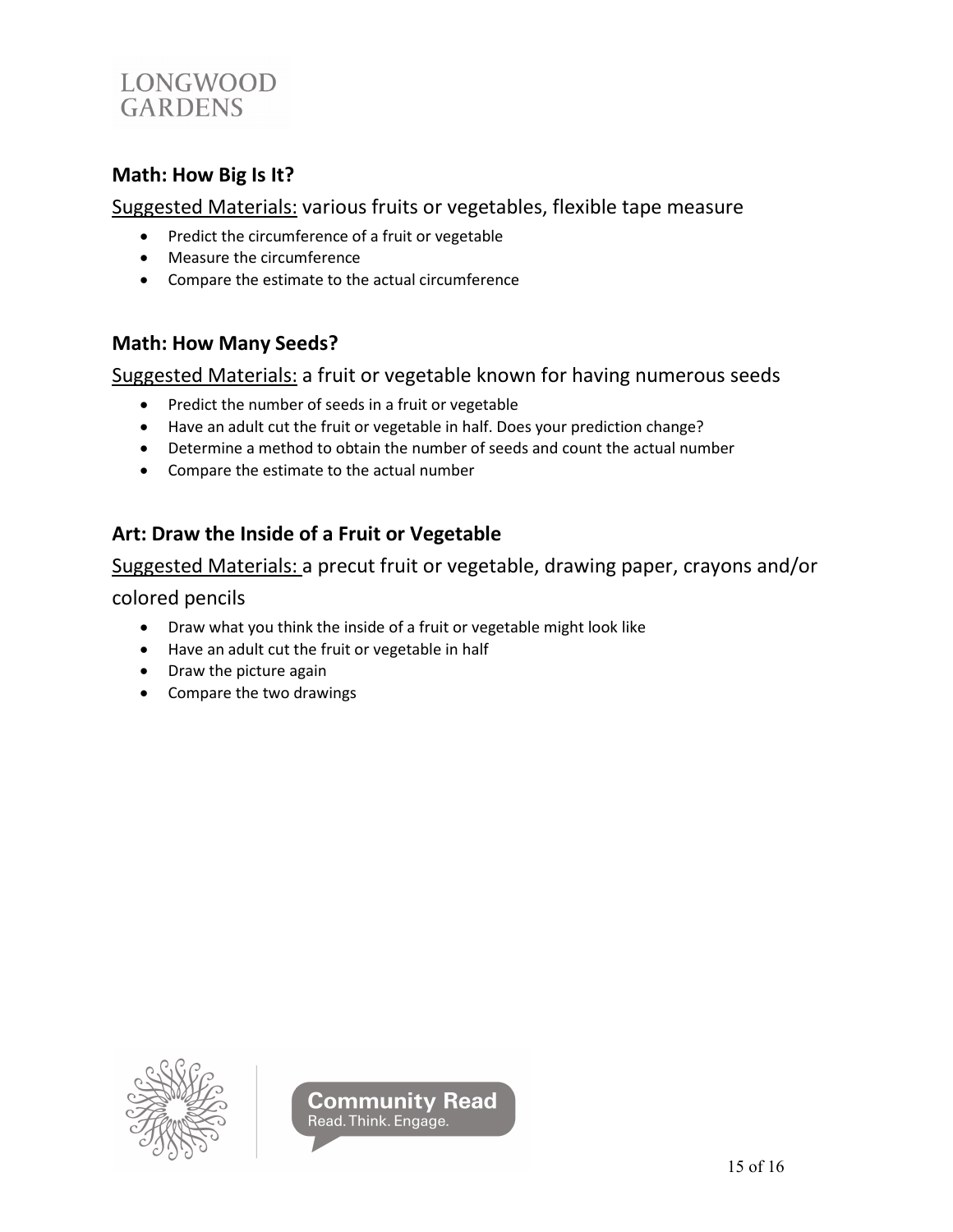## Math: How Big Is It?

Suggested Materials: various fruits or vegetables, flexible tape measure

- Predict the circumference of a fruit or vegetable
- Measure the circumference
- Compare the estimate to the actual circumference

## Math: How Many Seeds?

Suggested Materials: a fruit or vegetable known for having numerous seeds

- Predict the number of seeds in a fruit or vegetable
- Have an adult cut the fruit or vegetable in half. Does your prediction change?
- Determine a method to obtain the number of seeds and count the actual number
- Compare the estimate to the actual number

## Art: Draw the Inside of a Fruit or Vegetable

Suggested Materials: a precut fruit or vegetable, drawing paper, crayons and/or colored pencils

- Draw what you think the inside of a fruit or vegetable might look like
- Have an adult cut the fruit or vegetable in half
- Draw the picture again
- Compare the two drawings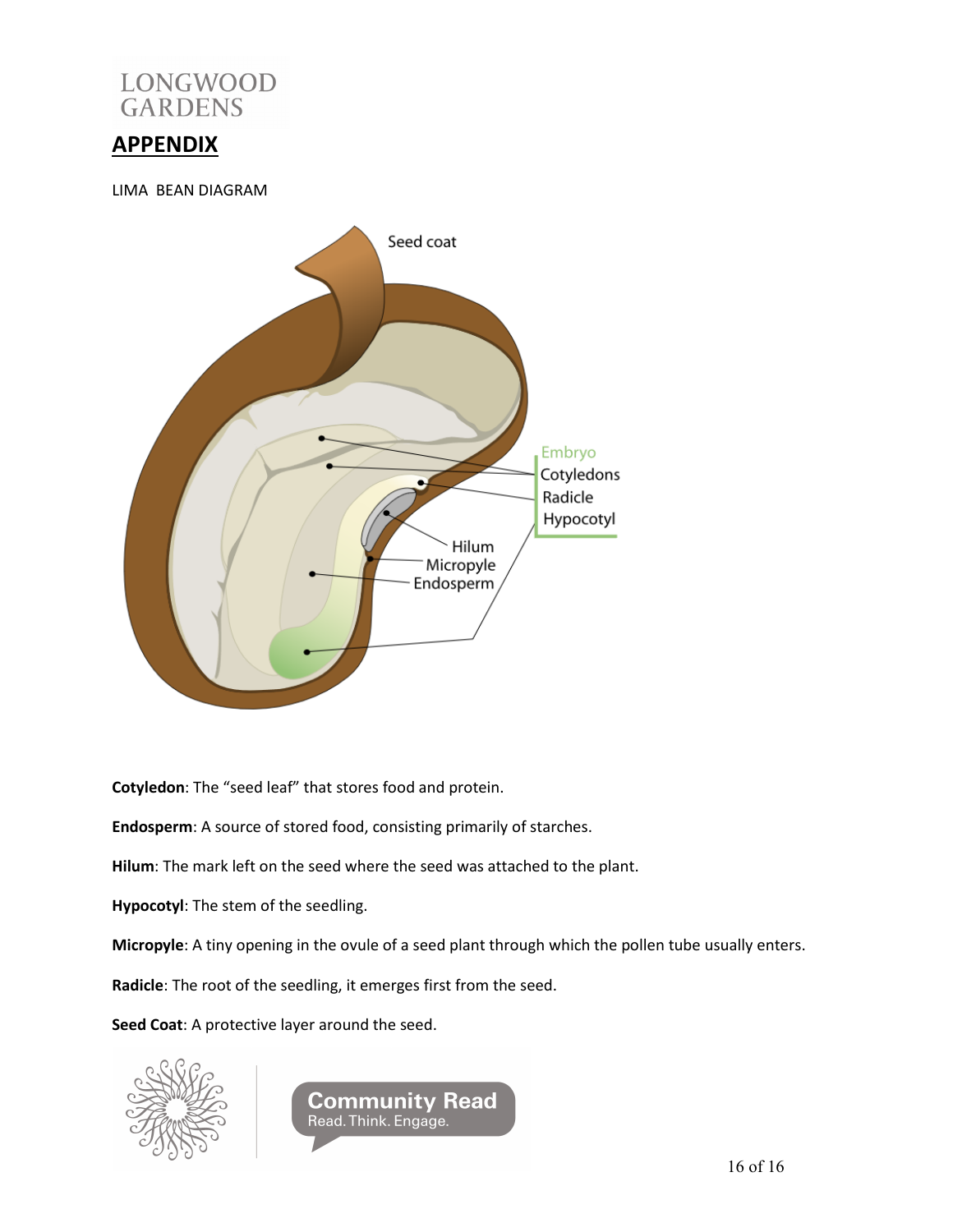LONGWOOD GARDENS

## APPENDIX

LIMA BEAN DIAGRAM

Seed coat

Embryo

Cotyledons

Radicle

Hypocotyl

Hilum

Micropyle

Endosperm

**Cotyledon**: The "seed leaf" that stores food and protein.

**Endosperm**: A source of stored food, consisting primarily of starches.

**Hilum**: The mark left on the seed where the seed was attached to the plant.

**Hypocotyl**: The stem of the seedling.

**Micropyle**: A tiny opening in the ovule of a seed plant through which the pollen tube usually enters.

**Radicle**: The root of the seedling, it emerges first from the seed.

**Seed Coat**: A protective layer around the seed.

Community Read
Read. Think. Engage.